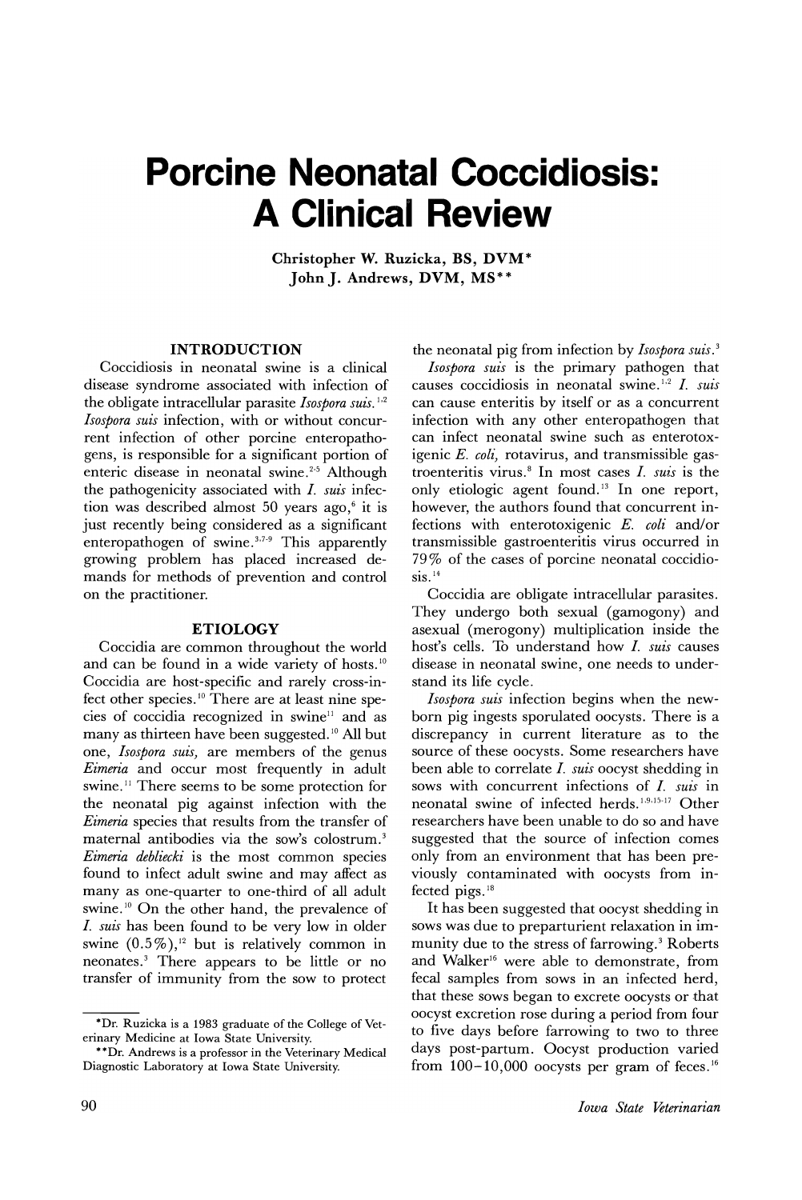# Porcine Neonatal Coccidiosis: A Clinical Review

Christopher W. Ruzicka, BS, DVM*
John J. Andrews, DVM, MS**

## INTRODUCTION

Coccidiosis in neonatal swine is a clinical disease syndrome associated with infection of the obligate intracellular parasite *Isospora suis*.[1,2] *Isospora suis* infection, with or without concurrent infection of other porcine enteropathogens, is responsible for a significant portion of enteric disease in neonatal swine.[2-5] Although the pathogenicity associated with *I. suis* infection was described almost 50 years ago,[6] it is just recently being considered as a significant enteropathogen of swine.[3,7-9] This apparently growing problem has placed increased demands for methods of prevention and control on the practitioner.

## ETIOLOGY

Coccidia are common throughout the world and can be found in a wide variety of hosts.[10] Coccidia are host-specific and rarely cross-infect other species.[10] There are at least nine species of coccidia recognized in swine[11] and as many as thirteen have been suggested.[10] All but one, *Isospora suis*, are members of the genus *Eimeria* and occur most frequently in adult swine.[11] There seems to be some protection for the neonatal pig against infection with the *Eimeria* species that results from the transfer of maternal antibodies via the sow's colostrum.[3] *Eimeria debliecki* is the most common species found to infect adult swine and may affect as many as one-quarter to one-third of all adult swine.[10] On the other hand, the prevalence of *I. suis* has been found to be very low in older swine (0.5%),[12] but is relatively common in neonates.[3] There appears to be little or no transfer of immunity from the sow to protect the neonatal pig from infection by *Isospora suis*.[3]

*Isospora suis* is the primary pathogen that causes coccidiosis in neonatal swine.[1,2] *I. suis* can cause enteritis by itself or as a concurrent infection with any other enteropathogen that can infect neonatal swine such as enterotoxigenic *E. coli*, rotavirus, and transmissible gastroenteritis virus.[8] In most cases *I. suis* is the only etiologic agent found.[13] In one report, however, the authors found that concurrent infections with enterotoxigenic *E. coli* and/or transmissible gastroenteritis virus occurred in 79% of the cases of porcine neonatal coccidiosis.[14]

Coccidia are obligate intracellular parasites. They undergo both sexual (gamogony) and asexual (merogony) multiplication inside the host's cells. To understand how *I. suis* causes disease in neonatal swine, one needs to understand its life cycle.

*Isospora suis* infection begins when the newborn pig ingests sporulated oocysts. There is a discrepancy in current literature as to the source of these oocysts. Some researchers have been able to correlate *I. suis* oocyst shedding in sows with concurrent infections of *I. suis* in neonatal swine of infected herds.[1,9,15-17] Other researchers have been unable to do so and have suggested that the source of infection comes only from an environment that has been previously contaminated with oocysts from infected pigs.[18]

It has been suggested that oocyst shedding in sows was due to preparturient relaxation in immunity due to the stress of farrowing.[3] Roberts and Walker[16] were able to demonstrate, from fecal samples from sows in an infected herd, that these sows began to excrete oocysts or that oocyst excretion rose during a period from four to five days before farrowing to two to three days post-partum. Oocyst production varied from 100–10,000 oocysts per gram of feces.[16]

---

*Dr. Ruzicka is a 1983 graduate of the College of Veterinary Medicine at Iowa State University.

**Dr. Andrews is a professor in the Veterinary Medical Diagnostic Laboratory at Iowa State University.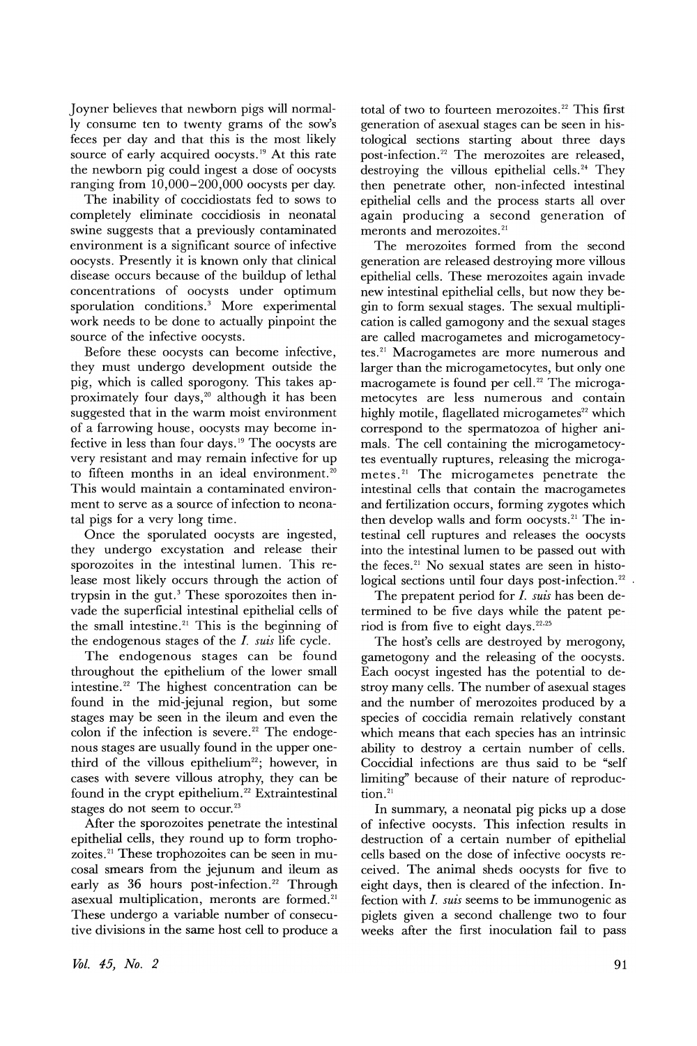Joyner believes that newborn pigs will normally consume ten to twenty grams of the sow's feces per day and that this is the most likely source of early acquired oocysts.[19] At this rate the newborn pig could ingest a dose of oocysts ranging from 10,000–200,000 oocysts per day.

The inability of coccidiostats fed to sows to completely eliminate coccidiosis in neonatal swine suggests that a previously contaminated environment is a significant source of infective oocysts. Presently it is known only that clinical disease occurs because of the buildup of lethal concentrations of oocysts under optimum sporulation conditions.[3] More experimental work needs to be done to actually pinpoint the source of the infective oocysts.

Before these oocysts can become infective, they must undergo development outside the pig, which is called sporogony. This takes approximately four days,[20] although it has been suggested that in the warm moist environment of a farrowing house, oocysts may become infective in less than four days.[19] The oocysts are very resistant and may remain infective for up to fifteen months in an ideal environment.[20] This would maintain a contaminated environment to serve as a source of infection to neonatal pigs for a very long time.

Once the sporulated oocysts are ingested, they undergo excystation and release their sporozoites in the intestinal lumen. This release most likely occurs through the action of trypsin in the gut.[3] These sporozoites then invade the superficial intestinal epithelial cells of the small intestine.[21] This is the beginning of the endogenous stages of the *I. suis* life cycle.

The endogenous stages can be found throughout the epithelium of the lower small intestine.[22] The highest concentration can be found in the mid-jejunal region, but some stages may be seen in the ileum and even the colon if the infection is severe.[22] The endogenous stages are usually found in the upper one-third of the villous epithelium[22]; however, in cases with severe villous atrophy, they can be found in the crypt epithelium.[22] Extraintestinal stages do not seem to occur.[23]

After the sporozoites penetrate the intestinal epithelial cells, they round up to form trophozoites.[21] These trophozoites can be seen in mucosal smears from the jejunum and ileum as early as 36 hours post-infection.[22] Through asexual multiplication, meronts are formed.[21] These undergo a variable number of consecutive divisions in the same host cell to produce a total of two to fourteen merozoites.[22] This first generation of asexual stages can be seen in histological sections starting about three days post-infection.[22] The merozoites are released, destroying the villous epithelial cells.[24] They then penetrate other, non-infected intestinal epithelial cells and the process starts all over again producing a second generation of meronts and merozoites.[21]

The merozoites formed from the second generation are released destroying more villous epithelial cells. These merozoites again invade new intestinal epithelial cells, but now they begin to form sexual stages. The sexual multiplication is called gamogony and the sexual stages are called macrogametes and microgametocytes.[21] Macrogametes are more numerous and larger than the microgametocytes, but only one macrogamete is found per cell.[22] The microgametocytes are less numerous and contain highly motile, flagellated microgametes[22] which correspond to the spermatozoa of higher animals. The cell containing the microgametocytes eventually ruptures, releasing the microgametes.[21] The microgametes penetrate the intestinal cells that contain the macrogametes and fertilization occurs, forming zygotes which then develop walls and form oocysts.[21] The intestinal cell ruptures and releases the oocysts into the intestinal lumen to be passed out with the feces.[21] No sexual states are seen in histological sections until four days post-infection.[22]

The prepatent period for *I. suis* has been determined to be five days while the patent period is from five to eight days.[22,25]

The host's cells are destroyed by merogony, gametogony and the releasing of the oocysts. Each oocyst ingested has the potential to destroy many cells. The number of asexual stages and the number of merozoites produced by a species of coccidia remain relatively constant which means that each species has an intrinsic ability to destroy a certain number of cells. Coccidial infections are thus said to be "self limiting" because of their nature of reproduction.[21]

In summary, a neonatal pig picks up a dose of infective oocysts. This infection results in destruction of a certain number of epithelial cells based on the dose of infective oocysts received. The animal sheds oocysts for five to eight days, then is cleared of the infection. Infection with *I. suis* seems to be immunogenic as piglets given a second challenge two to four weeks after the first inoculation fail to pass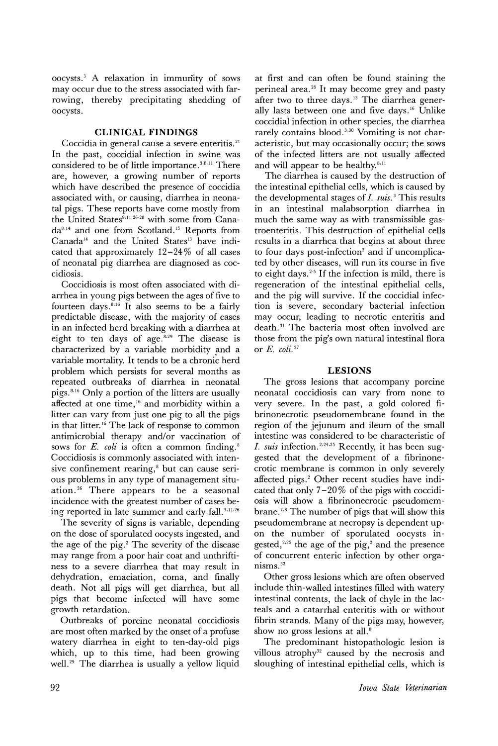oocysts.[5] A relaxation in immunity of sows may occur due to the stress associated with farrowing, thereby precipitating shedding of oocysts.

## CLINICAL FINDINGS

Coccidia in general cause a severe enteritis.[21] In the past, coccidial infection in swine was considered to be of little importance.[3,8,11] There are, however, a growing number of reports which have described the presence of coccidia associated with, or causing, diarrhea in neonatal pigs. These reports have come mostly from the United States[9,11,26-28] with some from Canada[8,14] and one from Scotland.[15] Reports from Canada[14] and the United States[13] have indicated that approximately 12–24% of all cases of neonatal pig diarrhea are diagnosed as coccidiosis.

Coccidiosis is most often associated with diarrhea in young pigs between the ages of five to fourteen days.[8,16] It also seems to be a fairly predictable disease, with the majority of cases in an infected herd breaking with a diarrhea at eight to ten days of age.[8,29] The disease is characterized by a variable morbidity and a variable mortality. It tends to be a chronic herd problem which persists for several months as repeated outbreaks of diarrhea in neonatal pigs.[8,16] Only a portion of the litters are usually affected at one time,[16] and morbidity within a litter can vary from just one pig to all the pigs in that litter.[16] The lack of response to common antimicrobial therapy and/or vaccination of sows for *E. coli* is often a common finding.[8] Coccidiosis is commonly associated with intensive confinement rearing,[8] but can cause serious problems in any type of management situation.[26] There appears to be a seasonal incidence with the greatest number of cases being reported in late summer and early fall.[3,11,26]

The severity of signs is variable, depending on the dose of sporulated oocysts ingested, and the age of the pig.[2] The severity of the disease may range from a poor hair coat and unthriftiness to a severe diarrhea that may result in dehydration, emaciation, coma, and finally death. Not all pigs will get diarrhea, but all pigs that become infected will have some growth retardation.

Outbreaks of porcine neonatal coccidiosis are most often marked by the onset of a profuse watery diarrhea in eight to ten-day-old pigs which, up to this time, had been growing well.[29] The diarrhea is usually a yellow liquid at first and can often be found staining the perineal area.[26] It may become grey and pasty after two to three days.[13] The diarrhea generally lasts between one and five days.[16] Unlike coccidial infection in other species, the diarrhea rarely contains blood.[3,30] Vomiting is not characteristic, but may occasionally occur; the sows of the infected litters are not usually affected and will appear to be healthy.[8,11]

The diarrhea is caused by the destruction of the intestinal epithelial cells, which is caused by the developmental stages of *I. suis*.[3] This results in an intestinal malabsorption diarrhea in much the same way as with transmissible gastroenteritis. This destruction of epithelial cells results in a diarrhea that begins at about three to four days post-infection[2] and if uncomplicated by other diseases, will run its course in five to eight days.[2,5] If the infection is mild, there is regeneration of the intestinal epithelial cells, and the pig will survive. If the coccidial infection is severe, secondary bacterial infection may occur, leading to necrotic enteritis and death.[31] The bacteria most often involved are those from the pig's own natural intestinal flora or *E. coli*.[27]

## LESIONS

The gross lesions that accompany porcine neonatal coccidiosis can vary from none to very severe. In the past, a gold colored fibrinonecrotic pseudomembrane found in the region of the jejunum and ileum of the small intestine was considered to be characteristic of *I. suis* infection.[2,24,25] Recently, it has been suggested that the development of a fibrinonecrotic membrane is common in only severely affected pigs.[2] Other recent studies have indicated that only 7–20% of the pigs with coccidiosis will show a fibrinonecrotic pseudomembrane.[7,8] The number of pigs that will show this pseudomembrane at necropsy is dependent upon the number of sporulated oocysts ingested,[2,25] the age of the pig,[2] and the presence of concurrent enteric infection by other organisms.[32]

Other gross lesions which are often observed include thin-walled intestines filled with watery intestinal contents, the lack of chyle in the lacteals and a catarrhal enteritis with or without fibrin strands. Many of the pigs may, however, show no gross lesions at all.[8]

The predominant histopathologic lesion is villous atrophy[32] caused by the necrosis and sloughing of intestinal epithelial cells, which is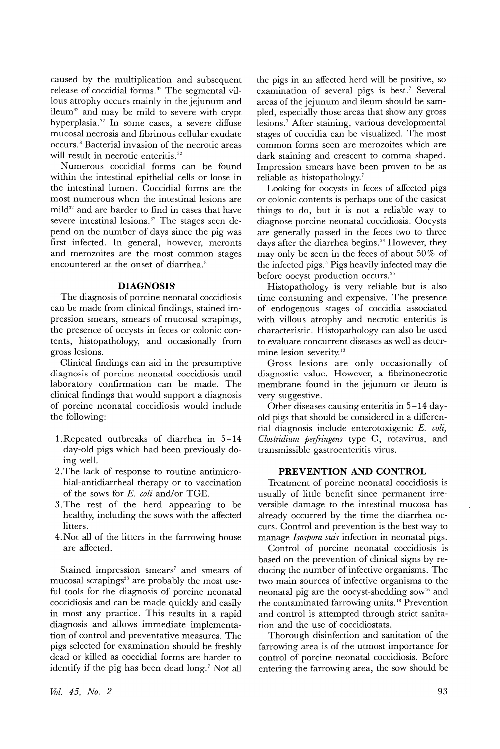caused by the multiplication and subsequent release of coccidial forms.[32] The segmental villous atrophy occurs mainly in the jejunum and ileum[32] and may be mild to severe with crypt hyperplasia.[32] In some cases, a severe diffuse mucosal necrosis and fibrinous cellular exudate occurs.[8] Bacterial invasion of the necrotic areas will result in necrotic enteritis.[32]

Numerous coccidial forms can be found within the intestinal epithelial cells or loose in the intestinal lumen. Coccidial forms are the most numerous when the intestinal lesions are mild[32] and are harder to find in cases that have severe intestinal lesions.[32] The stages seen depend on the number of days since the pig was first infected. In general, however, meronts and merozoites are the most common stages encountered at the onset of diarrhea.[8]

## DIAGNOSIS

The diagnosis of porcine neonatal coccidiosis can be made from clinical findings, stained impression smears, smears of mucosal scrapings, the presence of occysts in feces or colonic contents, histopathology, and occasionally from gross lesions.

Clinical findings can aid in the presumptive diagnosis of porcine neonatal coccidiosis until laboratory confirmation can be made. The clinical findings that would support a diagnosis of porcine neonatal coccidiosis would include the following:

1. Repeated outbreaks of diarrhea in 5–14 day-old pigs which had been previously doing well.
2. The lack of response to routine antimicrobial-antidiarrheal therapy or to vaccination of the sows for *E. coli* and/or TGE.
3. The rest of the herd appearing to be healthy, including the sows with the affected litters.
4. Not all of the litters in the farrowing house are affected.

Stained impression smears[7] and smears of mucosal scrapings[33] are probably the most useful tools for the diagnosis of porcine neonatal coccidiosis and can be made quickly and easily in most any practice. This results in a rapid diagnosis and allows immediate implementation of control and preventative measures. The pigs selected for examination should be freshly dead or killed as coccidial forms are harder to identify if the pig has been dead long.[7] Not all the pigs in an affected herd will be positive, so examination of several pigs is best.[7] Several areas of the jejunum and ileum should be sampled, especially those areas that show any gross lesions.[7] After staining, various developmental stages of coccidia can be visualized. The most common forms seen are merozoites which are dark staining and crescent to comma shaped. Impression smears have been proven to be as reliable as histopathology.[7]

Looking for oocysts in feces of affected pigs or colonic contents is perhaps one of the easiest things to do, but it is not a reliable way to diagnose porcine neonatal coccidiosis. Oocysts are generally passed in the feces two to three days after the diarrhea begins.[33] However, they may only be seen in the feces of about 50% of the infected pigs.[5] Pigs heavily infected may die before oocyst production occurs.[25]

Histopathology is very reliable but is also time consuming and expensive. The presence of endogenous stages of coccidia associated with villous atrophy and necrotic enteritis is characteristic. Histopathology can also be used to evaluate concurrent diseases as well as determine lesion severity.[13]

Gross lesions are only occasionally of diagnostic value. However, a fibrinonecrotic membrane found in the jejunum or ileum is very suggestive.

Other diseases causing enteritis in 5–14 day-old pigs that should be considered in a differential diagnosis include enterotoxigenic *E. coli*, *Clostridium perfringens* type C, rotavirus, and transmissible gastroenteritis virus.

## PREVENTION AND CONTROL

Treatment of porcine neonatal coccidiosis is usually of little benefit since permanent irreversible damage to the intestinal mucosa has already occurred by the time the diarrhea occurs. Control and prevention is the best way to manage *Isospora suis* infection in neonatal pigs.

Control of porcine neonatal coccidiosis is based on the prevention of clinical signs by reducing the number of infective organisms. The two main sources of infective organisms to the neonatal pig are the oocyst-shedding sow[16] and the contaminated farrowing units.[18] Prevention and control is attempted through strict sanitation and the use of coccidiostats.

Thorough disinfection and sanitation of the farrowing area is of the utmost importance for control of porcine neonatal coccidiosis. Before entering the farrowing area, the sow should be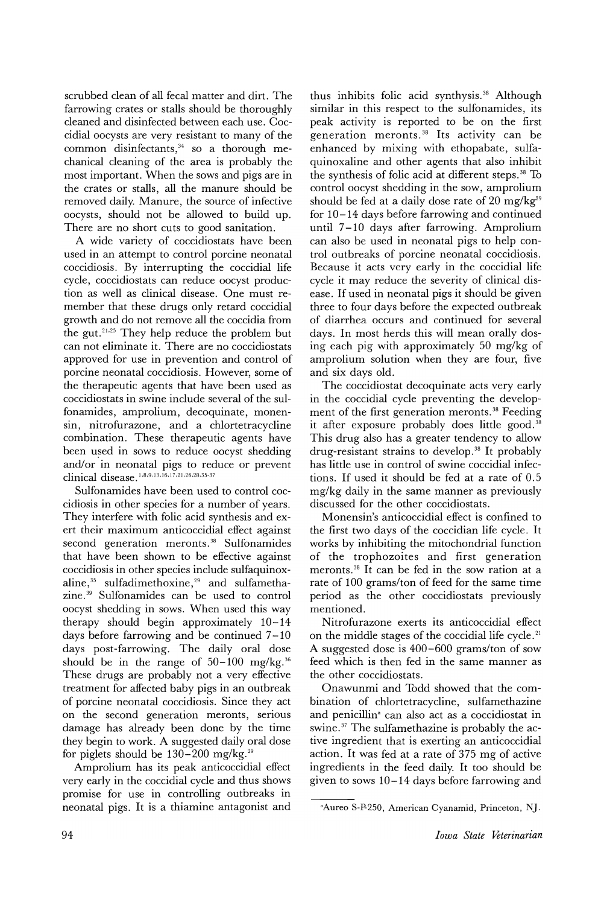scrubbed clean of all fecal matter and dirt. The farrowing crates or stalls should be thoroughly cleaned and disinfected between each use. Coccidial oocysts are very resistant to many of the common disinfectants,[34] so a thorough mechanical cleaning of the area is probably the most important. When the sows and pigs are in the crates or stalls, all the manure should be removed daily. Manure, the source of infective oocysts, should not be allowed to build up. There are no short cuts to good sanitation.

A wide variety of coccidiostats have been used in an attempt to control porcine neonatal coccidiosis. By interrupting the coccidial life cycle, coccidiostats can reduce oocyst production as well as clinical disease. One must remember that these drugs only retard coccidial growth and do not remove all the coccidia from the gut.[21,25] They help reduce the problem but can not eliminate it. There are no coccidiostats approved for use in prevention and control of porcine neonatal coccidiosis. However, some of the therapeutic agents that have been used as coccidiostats in swine include several of the sulfonamides, amprolium, decoquinate, monensin, nitrofurazone, and a chlortetracycline combination. These therapeutic agents have been used in sows to reduce oocyst shedding and/or in neonatal pigs to reduce or prevent clinical disease.[1,8,9,13,16,17,21,26,28,35-37]

Sulfonamides have been used to control coccidiosis in other species for a number of years. They interfere with folic acid synthesis and exert their maximum anticoccidial effect against second generation meronts.[38] Sulfonamides that have been shown to be effective against coccidiosis in other species include sulfaquinoxaline,[35] sulfadimethoxine,[29] and sulfamethazine.[39] Sulfonamides can be used to control oocyst shedding in sows. When used this way therapy should begin approximately 10–14 days before farrowing and be continued 7–10 days post-farrowing. The daily oral dose should be in the range of 50–100 mg/kg.[36] These drugs are probably not a very effective treatment for affected baby pigs in an outbreak of porcine neonatal coccidiosis. Since they act on the second generation meronts, serious damage has already been done by the time they begin to work. A suggested daily oral dose for piglets should be 130–200 mg/kg.[29]

Amprolium has its peak anticoccidial effect very early in the coccidial cycle and thus shows promise for use in controlling outbreaks in neonatal pigs. It is a thiamine antagonist and thus inhibits folic acid synthysis.[38] Although similar in this respect to the sulfonamides, its peak activity is reported to be on the first generation meronts.[38] Its activity can be enhanced by mixing with ethopabate, sulfaquinoxaline and other agents that also inhibit the synthesis of folic acid at different steps.[38] To control oocyst shedding in the sow, amprolium should be fed at a daily dose rate of 20 mg/kg[29] for 10–14 days before farrowing and continued until 7–10 days after farrowing. Amprolium can also be used in neonatal pigs to help control outbreaks of porcine neonatal coccidiosis. Because it acts very early in the coccidial life cycle it may reduce the severity of clinical disease. If used in neonatal pigs it should be given three to four days before the expected outbreak of diarrhea occurs and continued for several days. In most herds this will mean orally dosing each pig with approximately 50 mg/kg of amprolium solution when they are four, five and six days old.

The coccidiostat decoquinate acts very early in the coccidial cycle preventing the development of the first generation meronts.[38] Feeding it after exposure probably does little good.[38] This drug also has a greater tendency to allow drug-resistant strains to develop.[38] It probably has little use in control of swine coccidial infections. If used it should be fed at a rate of 0.5 mg/kg daily in the same manner as previously discussed for the other coccidiostats.

Monensin's anticoccidial effect is confined to the first two days of the coccidian life cycle. It works by inhibiting the mitochondrial function of the trophozoites and first generation meronts.[38] It can be fed in the sow ration at a rate of 100 grams/ton of feed for the same time period as the other coccidiostats previously mentioned.

Nitrofurazone exerts its anticoccidial effect on the middle stages of the coccidial life cycle.[21] A suggested dose is 400–600 grams/ton of sow feed which is then fed in the same manner as the other coccidiostats.

Onawunmi and Todd showed that the combination of chlortetracycline, sulfamethazine and penicillin[a] can also act as a coccidiostat in swine.[37] The sulfamethazine is probably the active ingredient that is exerting an anticoccidial action. It was fed at a rate of 375 mg of active ingredients in the feed daily. It too should be given to sows 10–14 days before farrowing and

---

[a]Aureo S-P-250, American Cyanamid, Princeton, NJ.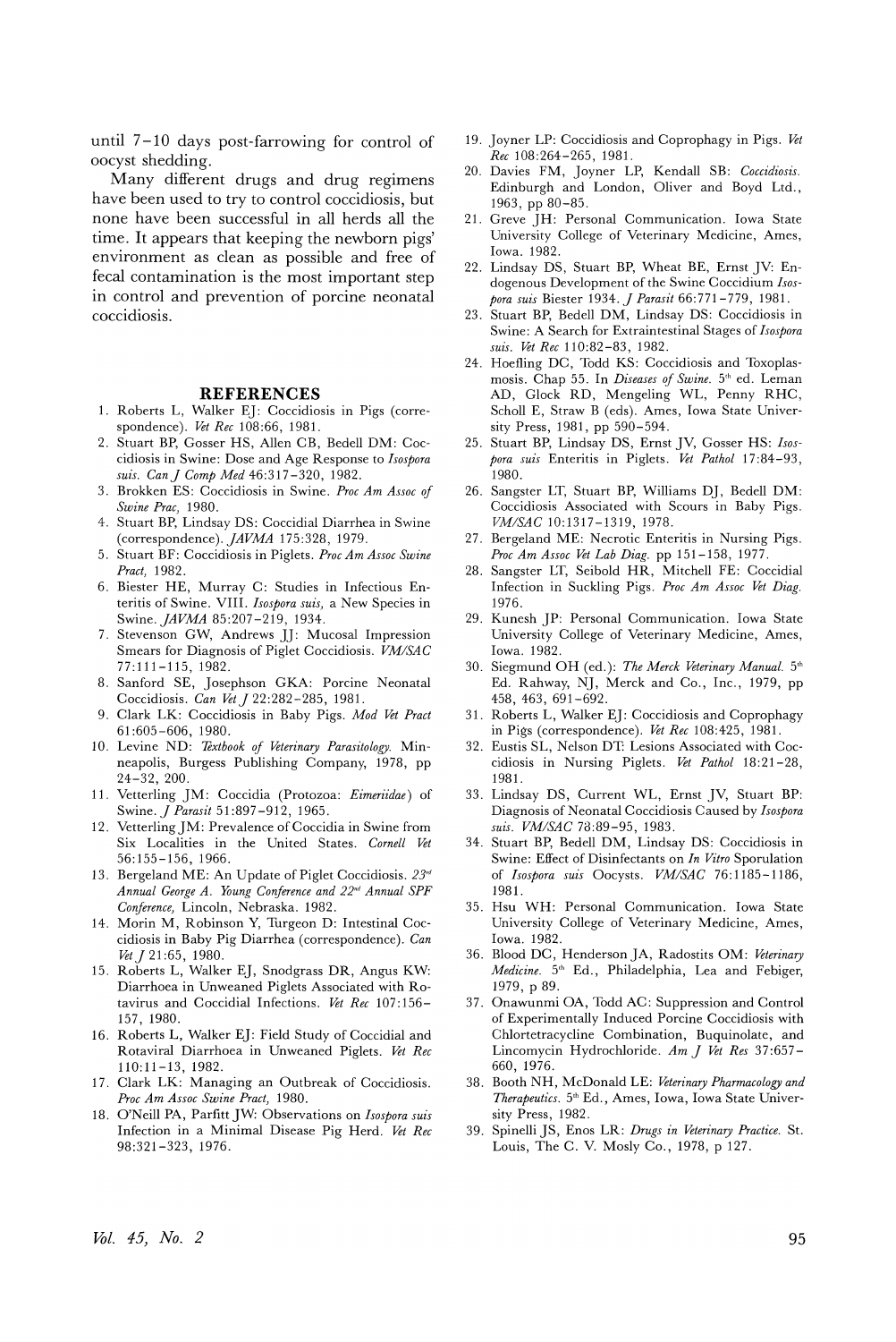until 7–10 days post-farrowing for control of oocyst shedding.

Many different drugs and drug regimens have been used to try to control coccidiosis, but none have been successful in all herds all the time. It appears that keeping the newborn pigs' environment as clean as possible and free of fecal contamination is the most important step in control and prevention of porcine neonatal coccidiosis.

## REFERENCES

1. Roberts L, Walker EJ: Coccidiosis in Pigs (correspondence). *Vet Rec* 108:66, 1981.
2. Stuart BP, Gosser HS, Allen CB, Bedell DM: Coccidiosis in Swine: Dose and Age Response to *Isospora suis*. *Can J Comp Med* 46:317–320, 1982.
3. Brokken ES: Coccidiosis in Swine. *Proc Am Assoc of Swine Prac,* 1980.
4. Stuart BP, Lindsay DS: Coccidial Diarrhea in Swine (correspondence). *JAVMA* 175:328, 1979.
5. Stuart BF: Coccidiosis in Piglets. *Proc Am Assoc Swine Pract,* 1982.
6. Biester HE, Murray C: Studies in Infectious Enteritis of Swine. VIII. *Isospora suis,* a New Species in Swine. *JAVMA* 85:207–219, 1934.
7. Stevenson GW, Andrews JJ: Mucosal Impression Smears for Diagnosis of Piglet Coccidiosis. *VM/SAC* 77:111–115, 1982.
8. Sanford SE, Josephson GKA: Porcine Neonatal Coccidiosis. *Can Vet J* 22:282–285, 1981.
9. Clark LK: Coccidiosis in Baby Pigs. *Mod Vet Pract* 61:605–606, 1980.
10. Levine ND: *Textbook of Veterinary Parasitology.* Minneapolis, Burgess Publishing Company, 1978, pp 24–32, 200.
11. Vetterling JM: Coccidia (Protozoa: *Eimeriidae*) of Swine. *J Parasit* 51:897–912, 1965.
12. Vetterling JM: Prevalence of Coccidia in Swine from Six Localities in the United States. *Cornell Vet* 56:155–156, 1966.
13. Bergeland ME: An Update of Piglet Coccidiosis. *23rd Annual George A. Young Conference and 22nd Annual SPF Conference,* Lincoln, Nebraska. 1982.
14. Morin M, Robinson Y, Turgeon D: Intestinal Coccidiosis in Baby Pig Diarrhea (correspondence). *Can Vet J* 21:65, 1980.
15. Roberts L, Walker EJ, Snodgrass DR, Angus KW: Diarrhoea in Unweaned Piglets Associated with Rotavirus and Coccidial Infections. *Vet Rec* 107:156–157, 1980.
16. Roberts L, Walker EJ: Field Study of Coccidial and Rotaviral Diarrhoea in Unweaned Piglets. *Vet Rec* 110:11–13, 1982.
17. Clark LK: Managing an Outbreak of Coccidiosis. *Proc Am Assoc Swine Pract,* 1980.
18. O'Neill PA, Parfitt JW: Observations on *Isospora suis* Infection in a Minimal Disease Pig Herd. *Vet Rec* 98:321–323, 1976.
19. Joyner LP: Coccidiosis and Coprophagy in Pigs. *Vet Rec* 108:264–265, 1981.
20. Davies FM, Joyner LP, Kendall SB: *Coccidiosis.* Edinburgh and London, Oliver and Boyd Ltd., 1963, pp 80–85.
21. Greve JH: Personal Communication. Iowa State University College of Veterinary Medicine, Ames, Iowa. 1982.
22. Lindsay DS, Stuart BP, Wheat BE, Ernst JV: Endogenous Development of the Swine Coccidium *Isospora suis* Biester 1934. *J Parasit* 66:771–779, 1981.
23. Stuart BP, Bedell DM, Lindsay DS: Coccidiosis in Swine: A Search for Extraintestinal Stages of *Isospora suis*. *Vet Rec* 110:82–83, 1982.
24. Hoefling DC, Todd KS: Coccidiosis and Toxoplasmosis. Chap 55. In *Diseases of Swine.* 5th ed. Leman AD, Glock RD, Mengeling WL, Penny RHC, Scholl E, Straw B (eds). Ames, Iowa State University Press, 1981, pp 590–594.
25. Stuart BP, Lindsay DS, Ernst JV, Gosser HS: *Isospora suis* Enteritis in Piglets. *Vet Pathol* 17:84–93, 1980.
26. Sangster LT, Stuart BP, Williams DJ, Bedell DM: Coccidiosis Associated with Scours in Baby Pigs. *VM/SAC* 10:1317–1319, 1978.
27. Bergeland ME: Necrotic Enteritis in Nursing Pigs. *Proc Am Assoc Vet Lab Diag.* pp 151–158, 1977.
28. Sangster LT, Seibold HR, Mitchell FE: Coccidial Infection in Suckling Pigs. *Proc Am Assoc Vet Diag.* 1976.
29. Kunesh JP: Personal Communication. Iowa State University College of Veterinary Medicine, Ames, Iowa. 1982.
30. Siegmund OH (ed.): *The Merck Veterinary Manual.* 5th Ed. Rahway, NJ, Merck and Co., Inc., 1979, pp 458, 463, 691–692.
31. Roberts L, Walker EJ: Coccidiosis and Coprophagy in Pigs (correspondence). *Vet Rec* 108:425, 1981.
32. Eustis SL, Nelson DT: Lesions Associated with Coccidiosis in Nursing Piglets. *Vet Pathol* 18:21–28, 1981.
33. Lindsay DS, Current WL, Ernst JV, Stuart BP: Diagnosis of Neonatal Coccidiosis Caused by *Isospora suis*. *VM/SAC* 78:89–95, 1983.
34. Stuart BP, Bedell DM, Lindsay DS: Coccidiosis in Swine: Effect of Disinfectants on *In Vitro* Sporulation of *Isospora suis* Oocysts. *VM/SAC* 76:1185–1186, 1981.
35. Hsu WH: Personal Communication. Iowa State University College of Veterinary Medicine, Ames, Iowa. 1982.
36. Blood DC, Henderson JA, Radostits OM: *Veterinary Medicine.* 5th Ed., Philadelphia, Lea and Febiger, 1979, p 89.
37. Onawunmi OA, Todd AC: Suppression and Control of Experimentally Induced Porcine Coccidiosis with Chlortetracycline Combination, Buquinolate, and Lincomycin Hydrochloride. *Am J Vet Res* 37:657–660, 1976.
38. Booth NH, McDonald LE: *Veterinary Pharmacology and Therapeutics.* 5th Ed., Ames, Iowa, Iowa State University Press, 1982.
39. Spinelli JS, Enos LR: *Drugs in Veterinary Practice.* St. Louis, The C. V. Mosly Co., 1978, p 127.